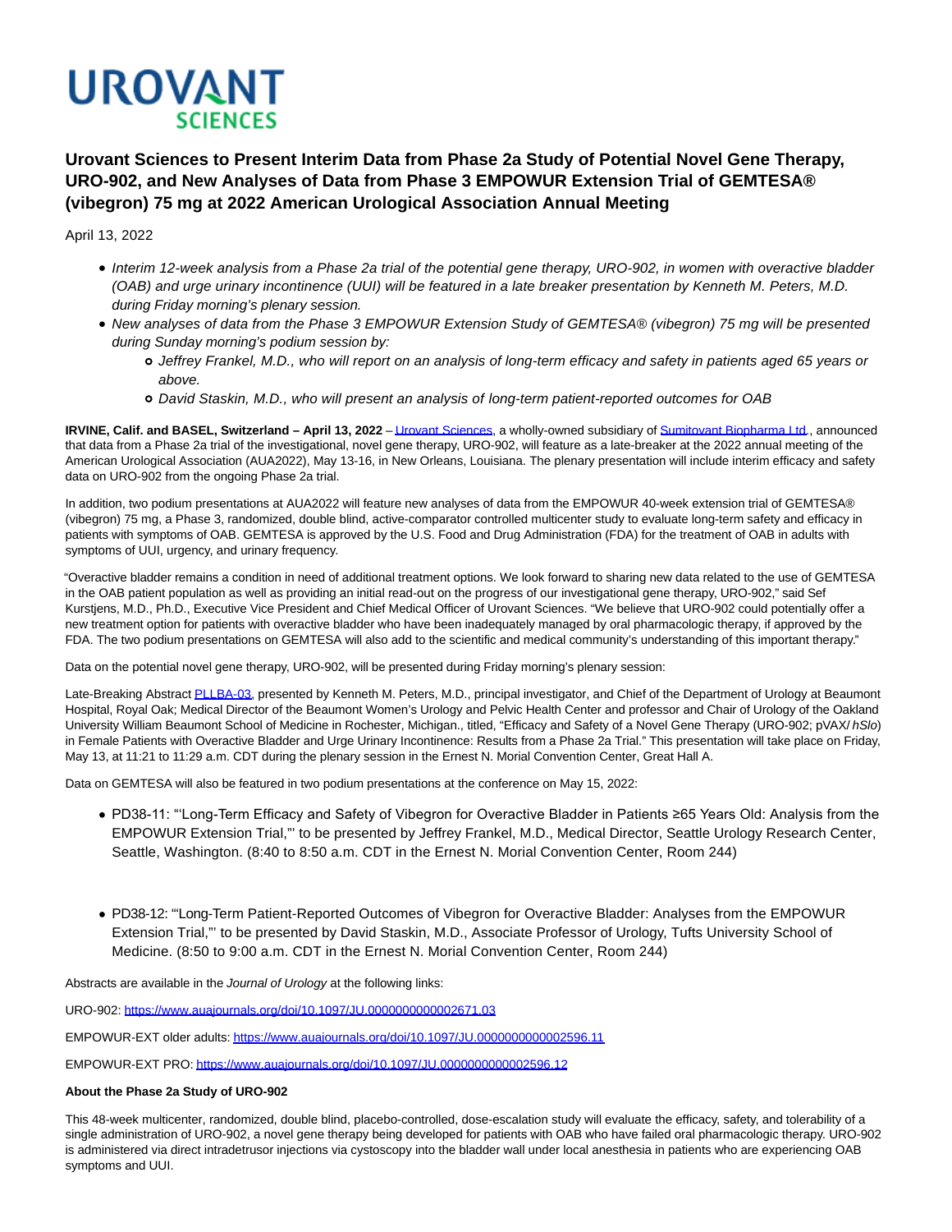# UROVANT SCIENCES

## Urovant Sciences to Present Interim Data from Phase 2a Study of Potential Novel Gene Therapy, URO-902, and New Analyses of Data from Phase 3 EMPOWUR Extension Trial of GEMTESA® (vibegron) 75 mg at 2022 American Urological Association Annual Meeting

April 13, 2022

- *Interim 12-week analysis from a Phase 2a trial of the potential gene therapy, URO-902, in women with overactive bladder (OAB) and urge urinary incontinence (UUI) will be featured in a late breaker presentation by Kenneth M. Peters, M.D. during Friday morning's plenary session.*
- *New analyses of data from the Phase 3 EMPOWUR Extension Study of GEMTESA® (vibegron) 75 mg will be presented during Sunday morning's podium session by:*
  - *Jeffrey Frankel, M.D., who will report on an analysis of long-term efficacy and safety in patients aged 65 years or above.*
  - *David Staskin, M.D., who will present an analysis of long-term patient-reported outcomes for OAB*

**IRVINE, Calif. and BASEL, Switzerland – April 13, 2022** – Urovant Sciences, a wholly-owned subsidiary of Sumitovant Biopharma Ltd., announced that data from a Phase 2a trial of the investigational, novel gene therapy, URO-902, will feature as a late-breaker at the 2022 annual meeting of the American Urological Association (AUA2022), May 13-16, in New Orleans, Louisiana. The plenary presentation will include interim efficacy and safety data on URO-902 from the ongoing Phase 2a trial.

In addition, two podium presentations at AUA2022 will feature new analyses of data from the EMPOWUR 40-week extension trial of GEMTESA® (vibegron) 75 mg, a Phase 3, randomized, double blind, active-comparator controlled multicenter study to evaluate long-term safety and efficacy in patients with symptoms of OAB. GEMTESA is approved by the U.S. Food and Drug Administration (FDA) for the treatment of OAB in adults with symptoms of UUI, urgency, and urinary frequency.

"Overactive bladder remains a condition in need of additional treatment options. We look forward to sharing new data related to the use of GEMTESA in the OAB patient population as well as providing an initial read-out on the progress of our investigational gene therapy, URO-902," said Sef Kurstjens, M.D., Ph.D., Executive Vice President and Chief Medical Officer of Urovant Sciences. "We believe that URO-902 could potentially offer a new treatment option for patients with overactive bladder who have been inadequately managed by oral pharmacologic therapy, if approved by the FDA. The two podium presentations on GEMTESA will also add to the scientific and medical community's understanding of this important therapy."

Data on the potential novel gene therapy, URO-902, will be presented during Friday morning's plenary session:

Late-Breaking Abstract PLLBA-03, presented by Kenneth M. Peters, M.D., principal investigator, and Chief of the Department of Urology at Beaumont Hospital, Royal Oak; Medical Director of the Beaumont Women's Urology and Pelvic Health Center and professor and Chair of Urology of the Oakland University William Beaumont School of Medicine in Rochester, Michigan., titled, "Efficacy and Safety of a Novel Gene Therapy (URO-902; pVAX/ *hSlo*) in Female Patients with Overactive Bladder and Urge Urinary Incontinence: Results from a Phase 2a Trial." This presentation will take place on Friday, May 13, at 11:21 to 11:29 a.m. CDT during the plenary session in the Ernest N. Morial Convention Center, Great Hall A.

Data on GEMTESA will also be featured in two podium presentations at the conference on May 15, 2022:

- PD38-11: "'Long-Term Efficacy and Safety of Vibegron for Overactive Bladder in Patients ≥65 Years Old: Analysis from the EMPOWUR Extension Trial,"' to be presented by Jeffrey Frankel, M.D., Medical Director, Seattle Urology Research Center, Seattle, Washington. (8:40 to 8:50 a.m. CDT in the Ernest N. Morial Convention Center, Room 244)
- PD38-12: "'Long-Term Patient-Reported Outcomes of Vibegron for Overactive Bladder: Analyses from the EMPOWUR Extension Trial,"' to be presented by David Staskin, M.D., Associate Professor of Urology, Tufts University School of Medicine. (8:50 to 9:00 a.m. CDT in the Ernest N. Morial Convention Center, Room 244)

Abstracts are available in the *Journal of Urology* at the following links:

URO-902: https://www.auajournals.org/doi/10.1097/JU.0000000000002671.03

EMPOWUR-EXT older adults: https://www.auajournals.org/doi/10.1097/JU.0000000000002596.11

EMPOWUR-EXT PRO: https://www.auajournals.org/doi/10.1097/JU.0000000000002596.12

**About the Phase 2a Study of URO-902**

This 48-week multicenter, randomized, double blind, placebo-controlled, dose-escalation study will evaluate the efficacy, safety, and tolerability of a single administration of URO-902, a novel gene therapy being developed for patients with OAB who have failed oral pharmacologic therapy. URO-902 is administered via direct intradetrusor injections via cystoscopy into the bladder wall under local anesthesia in patients who are experiencing OAB symptoms and UUI.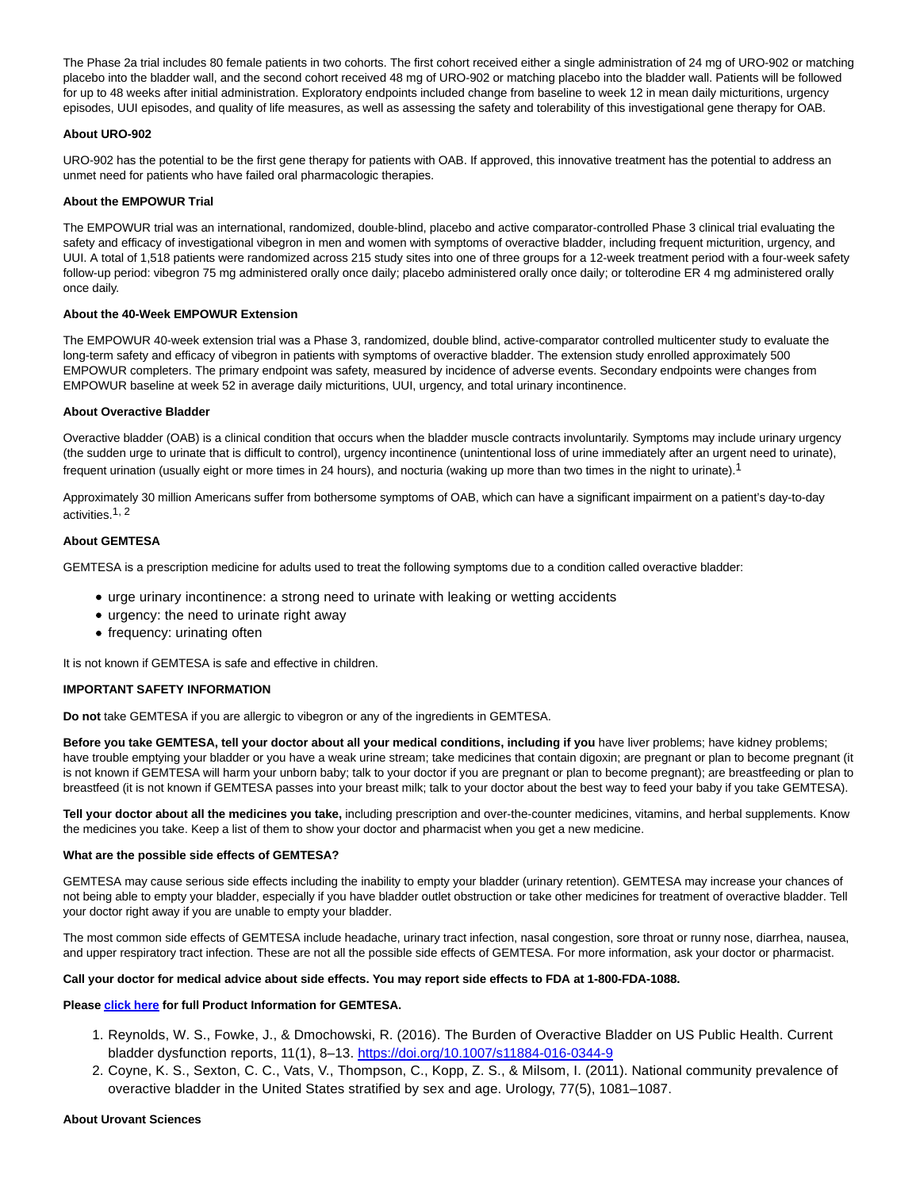The Phase 2a trial includes 80 female patients in two cohorts. The first cohort received either a single administration of 24 mg of URO-902 or matching placebo into the bladder wall, and the second cohort received 48 mg of URO-902 or matching placebo into the bladder wall. Patients will be followed for up to 48 weeks after initial administration. Exploratory endpoints included change from baseline to week 12 in mean daily micturitions, urgency episodes, UUI episodes, and quality of life measures, as well as assessing the safety and tolerability of this investigational gene therapy for OAB.

**About URO-902**

URO-902 has the potential to be the first gene therapy for patients with OAB. If approved, this innovative treatment has the potential to address an unmet need for patients who have failed oral pharmacologic therapies.

**About the EMPOWUR Trial**

The EMPOWUR trial was an international, randomized, double-blind, placebo and active comparator-controlled Phase 3 clinical trial evaluating the safety and efficacy of investigational vibegron in men and women with symptoms of overactive bladder, including frequent micturition, urgency, and UUI. A total of 1,518 patients were randomized across 215 study sites into one of three groups for a 12-week treatment period with a four-week safety follow-up period: vibegron 75 mg administered orally once daily; placebo administered orally once daily; or tolterodine ER 4 mg administered orally once daily.

**About the 40-Week EMPOWUR Extension**

The EMPOWUR 40-week extension trial was a Phase 3, randomized, double blind, active-comparator controlled multicenter study to evaluate the long-term safety and efficacy of vibegron in patients with symptoms of overactive bladder. The extension study enrolled approximately 500 EMPOWUR completers. The primary endpoint was safety, measured by incidence of adverse events. Secondary endpoints were changes from EMPOWUR baseline at week 52 in average daily micturitions, UUI, urgency, and total urinary incontinence.

**About Overactive Bladder**

Overactive bladder (OAB) is a clinical condition that occurs when the bladder muscle contracts involuntarily. Symptoms may include urinary urgency (the sudden urge to urinate that is difficult to control), urgency incontinence (unintentional loss of urine immediately after an urgent need to urinate), frequent urination (usually eight or more times in 24 hours), and nocturia (waking up more than two times in the night to urinate).[1]

Approximately 30 million Americans suffer from bothersome symptoms of OAB, which can have a significant impairment on a patient's day-to-day activities.[1, 2]

**About GEMTESA**

GEMTESA is a prescription medicine for adults used to treat the following symptoms due to a condition called overactive bladder:

- urge urinary incontinence: a strong need to urinate with leaking or wetting accidents
- urgency: the need to urinate right away
- frequency: urinating often

It is not known if GEMTESA is safe and effective in children.

**IMPORTANT SAFETY INFORMATION**

**Do not** take GEMTESA if you are allergic to vibegron or any of the ingredients in GEMTESA.

**Before you take GEMTESA, tell your doctor about all your medical conditions, including if you** have liver problems; have kidney problems; have trouble emptying your bladder or you have a weak urine stream; take medicines that contain digoxin; are pregnant or plan to become pregnant (it is not known if GEMTESA will harm your unborn baby; talk to your doctor if you are pregnant or plan to become pregnant); are breastfeeding or plan to breastfeed (it is not known if GEMTESA passes into your breast milk; talk to your doctor about the best way to feed your baby if you take GEMTESA).

**Tell your doctor about all the medicines you take,** including prescription and over-the-counter medicines, vitamins, and herbal supplements. Know the medicines you take. Keep a list of them to show your doctor and pharmacist when you get a new medicine.

**What are the possible side effects of GEMTESA?**

GEMTESA may cause serious side effects including the inability to empty your bladder (urinary retention). GEMTESA may increase your chances of not being able to empty your bladder, especially if you have bladder outlet obstruction or take other medicines for treatment of overactive bladder. Tell your doctor right away if you are unable to empty your bladder.

The most common side effects of GEMTESA include headache, urinary tract infection, nasal congestion, sore throat or runny nose, diarrhea, nausea, and upper respiratory tract infection. These are not all the possible side effects of GEMTESA. For more information, ask your doctor or pharmacist.

**Call your doctor for medical advice about side effects. You may report side effects to FDA at 1-800-FDA-1088.**

**Please click here for full Product Information for GEMTESA.**

1. Reynolds, W. S., Fowke, J., & Dmochowski, R. (2016). The Burden of Overactive Bladder on US Public Health. Current bladder dysfunction reports, 11(1), 8–13. https://doi.org/10.1007/s11884-016-0344-9
2. Coyne, K. S., Sexton, C. C., Vats, V., Thompson, C., Kopp, Z. S., & Milsom, I. (2011). National community prevalence of overactive bladder in the United States stratified by sex and age. Urology, 77(5), 1081–1087.

**About Urovant Sciences**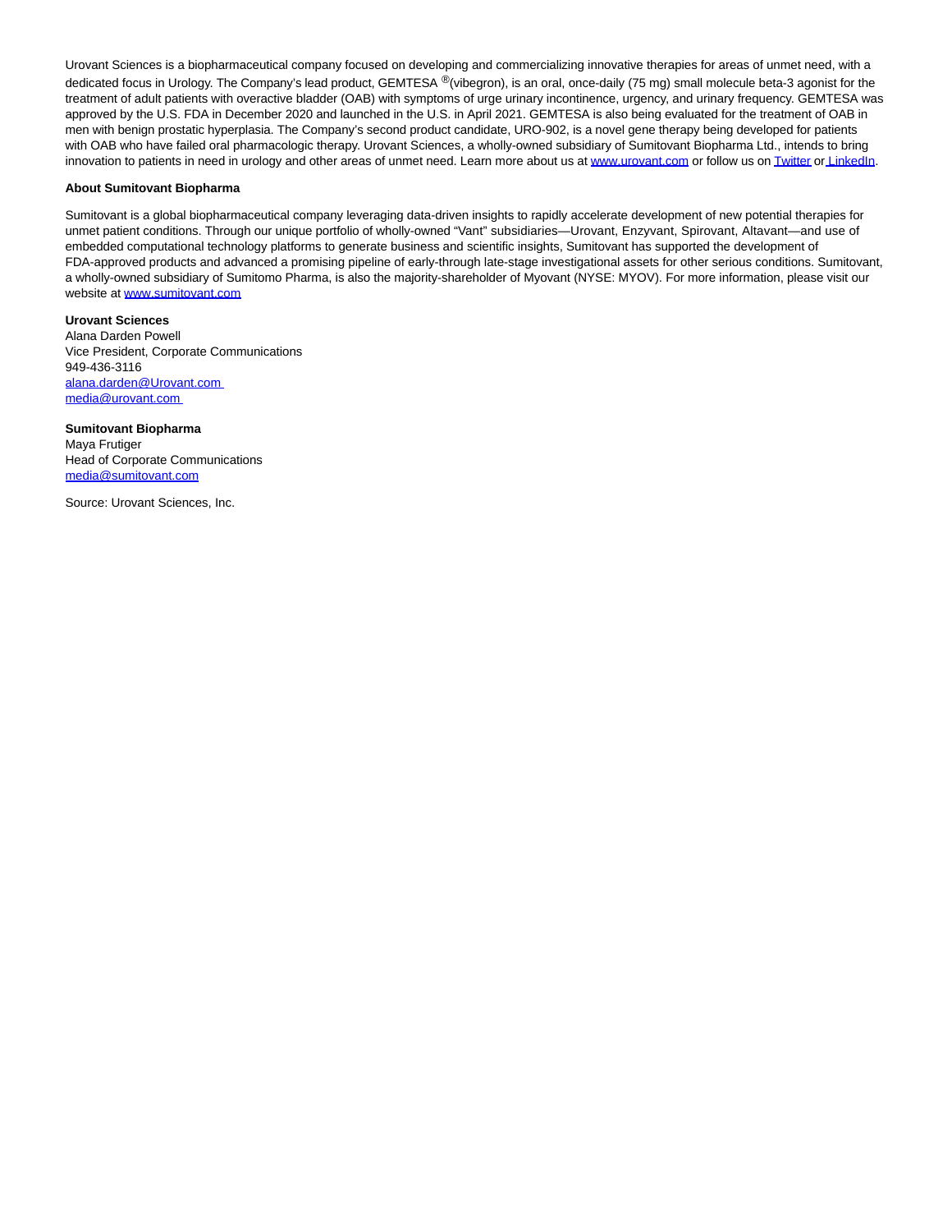Urovant Sciences is a biopharmaceutical company focused on developing and commercializing innovative therapies for areas of unmet need, with a dedicated focus in Urology. The Company's lead product, GEMTESA ®(vibegron), is an oral, once-daily (75 mg) small molecule beta-3 agonist for the treatment of adult patients with overactive bladder (OAB) with symptoms of urge urinary incontinence, urgency, and urinary frequency. GEMTESA was approved by the U.S. FDA in December 2020 and launched in the U.S. in April 2021. GEMTESA is also being evaluated for the treatment of OAB in men with benign prostatic hyperplasia. The Company's second product candidate, URO-902, is a novel gene therapy being developed for patients with OAB who have failed oral pharmacologic therapy. Urovant Sciences, a wholly-owned subsidiary of Sumitovant Biopharma Ltd., intends to bring innovation to patients in need in urology and other areas of unmet need. Learn more about us at www.urovant.com or follow us on Twitter or LinkedIn.

**About Sumitovant Biopharma**

Sumitovant is a global biopharmaceutical company leveraging data-driven insights to rapidly accelerate development of new potential therapies for unmet patient conditions. Through our unique portfolio of wholly-owned "Vant" subsidiaries—Urovant, Enzyvant, Spirovant, Altavant—and use of embedded computational technology platforms to generate business and scientific insights, Sumitovant has supported the development of FDA-approved products and advanced a promising pipeline of early-through late-stage investigational assets for other serious conditions. Sumitovant, a wholly-owned subsidiary of Sumitomo Pharma, is also the majority-shareholder of Myovant (NYSE: MYOV). For more information, please visit our website at www.sumitovant.com

**Urovant Sciences**
Alana Darden Powell
Vice President, Corporate Communications
949-436-3116
alana.darden@Urovant.com
media@urovant.com

**Sumitovant Biopharma**
Maya Frutiger
Head of Corporate Communications
media@sumitovant.com

Source: Urovant Sciences, Inc.